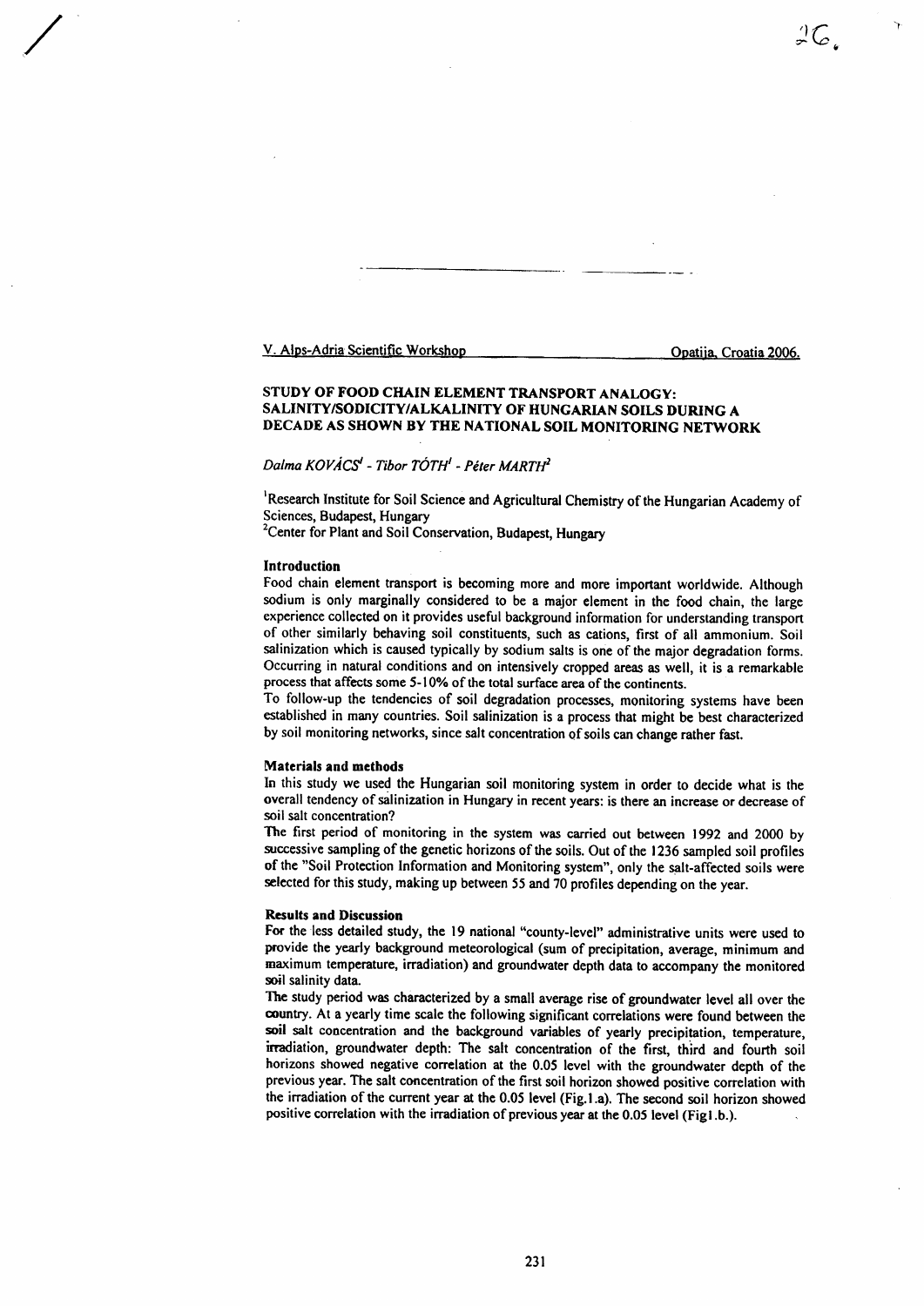V. Alps-Adria Scientific Workshop — Opatija, Croatia 2006.

# STUDY OF FOOD CHAIN ELEMENT TRANSPORT ANALOGY: SALINITY/SODICITY/ALKALINITY OF HUNGARIAN SOILS DURING A DECADE AS SHOWN BY THE NATIONAL SOIL MONITORING NETWORK

*Dalma KOVÁCS[1] - Tibor TÓTH[1] - Péter MARTH[2]*

[1]Research Institute for Soil Science and Agricultural Chemistry of the Hungarian Academy of Sciences, Budapest, Hungary

[2]Center for Plant and Soil Conservation, Budapest, Hungary

## Introduction

Food chain element transport is becoming more and more important worldwide. Although sodium is only marginally considered to be a major element in the food chain, the large experience collected on it provides useful background information for understanding transport of other similarly behaving soil constituents, such as cations, first of all ammonium. Soil salinization which is caused typically by sodium salts is one of the major degradation forms. Occurring in natural conditions and on intensively cropped areas as well, it is a remarkable process that affects some 5-10% of the total surface area of the continents.

To follow-up the tendencies of soil degradation processes, monitoring systems have been established in many countries. Soil salinization is a process that might be best characterized by soil monitoring networks, since salt concentration of soils can change rather fast.

## Materials and methods

In this study we used the Hungarian soil monitoring system in order to decide what is the overall tendency of salinization in Hungary in recent years: is there an increase or decrease of soil salt concentration?

The first period of monitoring in the system was carried out between 1992 and 2000 by successive sampling of the genetic horizons of the soils. Out of the 1236 sampled soil profiles of the "Soil Protection Information and Monitoring system", only the salt-affected soils were selected for this study, making up between 55 and 70 profiles depending on the year.

## Results and Discussion

For the less detailed study, the 19 national "county-level" administrative units were used to provide the yearly background meteorological (sum of precipitation, average, minimum and maximum temperature, irradiation) and groundwater depth data to accompany the monitored soil salinity data.

The study period was characterized by a small average rise of groundwater level all over the country. At a yearly time scale the following significant correlations were found between the soil salt concentration and the background variables of yearly precipitation, temperature, irradiation, groundwater depth: The salt concentration of the first, third and fourth soil horizons showed negative correlation at the 0.05 level with the groundwater depth of the previous year. The salt concentration of the first soil horizon showed positive correlation with the irradiation of the current year at the 0.05 level (Fig.1.a). The second soil horizon showed positive correlation with the irradiation of previous year at the 0.05 level (Fig1.b.).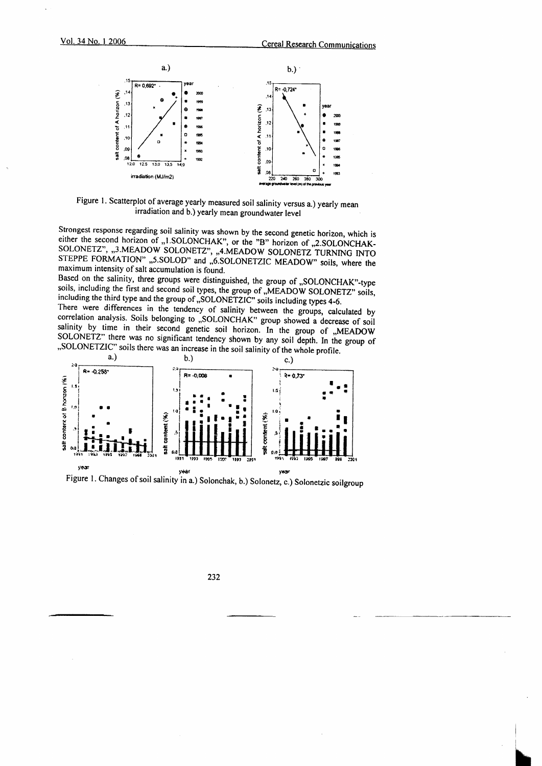Figure 1. Scatterplot of average yearly measured soil salinity versus a.) yearly mean irradiation and b.) yearly mean groundwater level

Strongest response regarding soil salinity was shown by the second genetic horizon, which is either the second horizon of „1.SOLONCHAK", or the "B" horizon of „2.SOLONCHAK-SOLONETZ", „3.MEADOW SOLONETZ", „4.MEADOW SOLONETZ TURNING INTO STEPPE FORMATION" „5.SOLOD" and „6.SOLONETZIC MEADOW" soils, where the maximum intensity of salt accumulation is found.

Based on the salinity, three groups were distinguished, the group of „SOLONCHAK"-type soils, including the first and second soil types, the group of „MEADOW SOLONETZ" soils, including the third type and the group of „SOLONETZIC" soils including types 4-6.

There were differences in the tendency of salinity between the groups, calculated by correlation analysis. Soils belonging to „SOLONCHAK" group showed a decrease of soil salinity by time in their second genetic soil horizon. In the group of „MEADOW SOLONETZ" there was no significant tendency shown by any soil depth. In the group of „SOLONETZIC" soils there was an increase in the soil salinity of the whole profile.

Figure 1. Changes of soil salinity in a.) Solonchak, b.) Solonetz, c.) Solonetzic soilgroup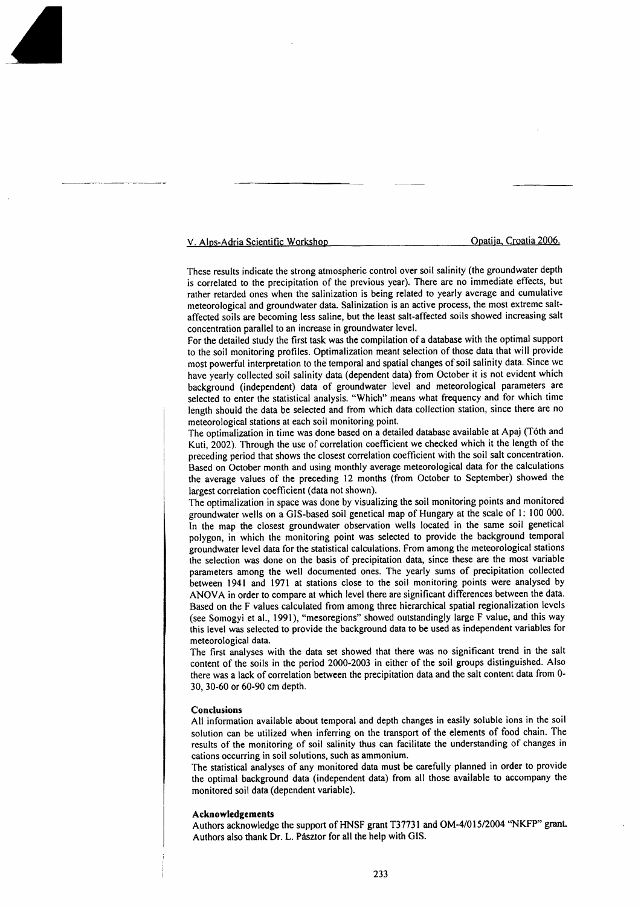These results indicate the strong atmospheric control over soil salinity (the groundwater depth is correlated to the precipitation of the previous year). There are no immediate effects, but rather retarded ones when the salinization is being related to yearly average and cumulative meteorological and groundwater data. Salinization is an active process, the most extreme salt-affected soils are becoming less saline, but the least salt-affected soils showed increasing salt concentration parallel to an increase in groundwater level.

For the detailed study the first task was the compilation of a database with the optimal support to the soil monitoring profiles. Optimalization meant selection of those data that will provide most powerful interpretation to the temporal and spatial changes of soil salinity data. Since we have yearly collected soil salinity data (dependent data) from October it is not evident which background (independent) data of groundwater level and meteorological parameters are selected to enter the statistical analysis. "Which" means what frequency and for which time length should the data be selected and from which data collection station, since there are no meteorological stations at each soil monitoring point.

The optimalization in time was done based on a detailed database available at Apaj (Tóth and Kuti, 2002). Through the use of correlation coefficient we checked which it the length of the preceding period that shows the closest correlation coefficient with the soil salt concentration. Based on October month and using monthly average meteorological data for the calculations the average values of the preceding 12 months (from October to September) showed the largest correlation coefficient (data not shown).

The optimalization in space was done by visualizing the soil monitoring points and monitored groundwater wells on a GIS-based soil genetical map of Hungary at the scale of 1: 100 000. In the map the closest groundwater observation wells located in the same soil genetical polygon, in which the monitoring point was selected to provide the background temporal groundwater level data for the statistical calculations. From among the meteorological stations the selection was done on the basis of precipitation data, since these are the most variable parameters among the well documented ones. The yearly sums of precipitation collected between 1941 and 1971 at stations close to the soil monitoring points were analysed by ANOVA in order to compare at which level there are significant differences between the data. Based on the F values calculated from among three hierarchical spatial regionalization levels (see Somogyi et al., 1991), "mesoregions" showed outstandingly large F value, and this way this level was selected to provide the background data to be used as independent variables for meteorological data.

The first analyses with the data set showed that there was no significant trend in the salt content of the soils in the period 2000-2003 in either of the soil groups distinguished. Also there was a lack of correlation between the precipitation data and the salt content data from 0-30, 30-60 or 60-90 cm depth.

## Conclusions

All information available about temporal and depth changes in easily soluble ions in the soil solution can be utilized when inferring on the transport of the elements of food chain. The results of the monitoring of soil salinity thus can facilitate the understanding of changes in cations occurring in soil solutions, such as ammonium.

The statistical analyses of any monitored data must be carefully planned in order to provide the optimal background data (independent data) from all those available to accompany the monitored soil data (dependent variable).

## Acknowledgements

Authors acknowledge the support of HNSF grant T37731 and OM-4/015/2004 "NKFP" grant. Authors also thank Dr. L. Pásztor for all the help with GIS.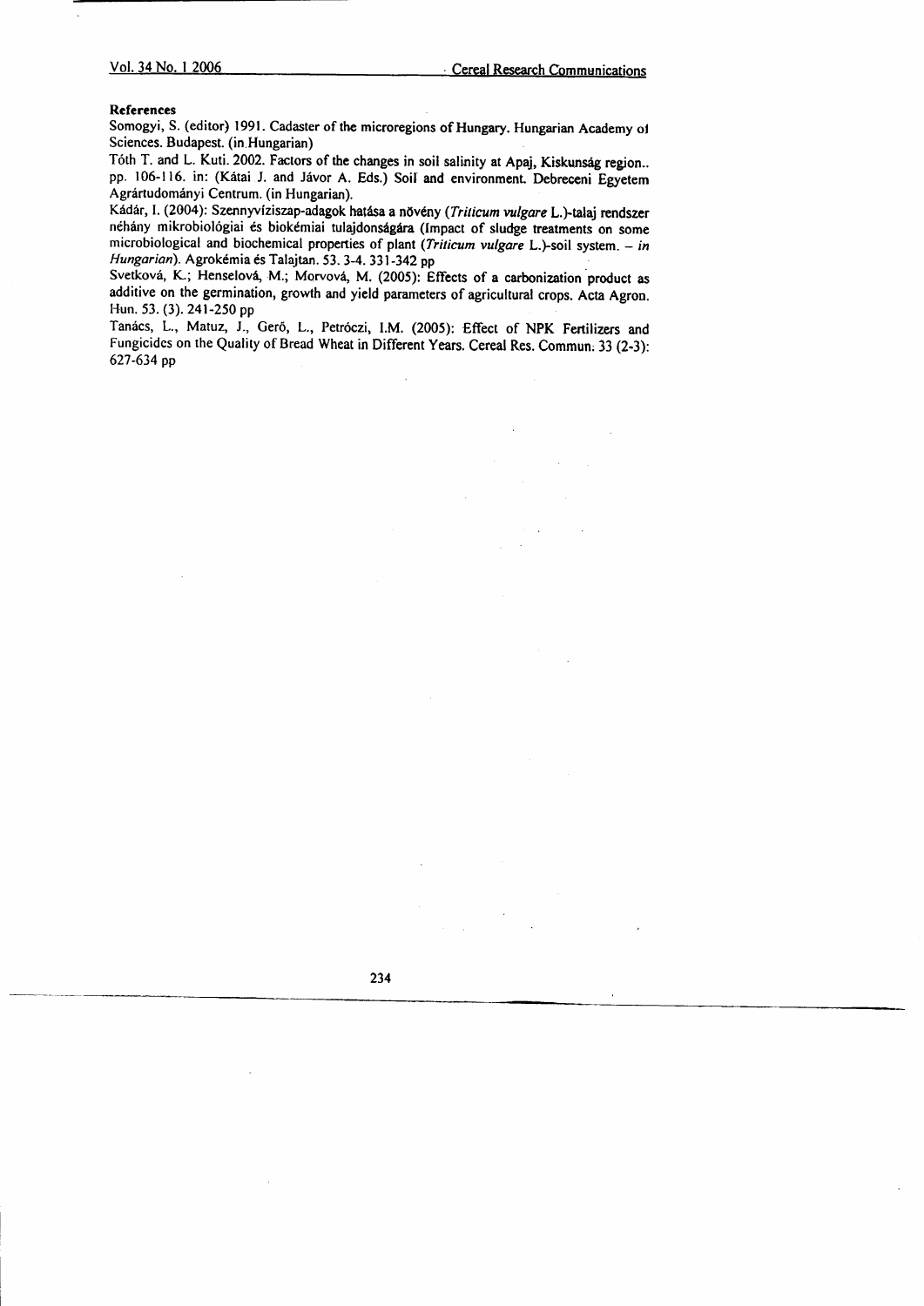**References**

Somogyi, S. (editor) 1991. Cadaster of the microregions of Hungary. Hungarian Academy of Sciences. Budapest. (in Hungarian)

Tóth T. and L. Kuti. 2002. Factors of the changes in soil salinity at Apaj, Kiskunság region.. pp. 106-116. in: (Kátai J. and Jávor A. Eds.) Soil and environment. Debreceni Egyetem Agrártudományi Centrum. (in Hungarian).

Kádár, I. (2004): Szennyvíziszap-adagok hatása a növény (*Triticum vulgare* L.)-talaj rendszer néhány mikrobiológiai és biokémiai tulajdonságára (Impact of sludge treatments on some microbiological and biochemical properties of plant (*Triticum vulgare* L.)-soil system. – *in Hungarian*). Agrokémia és Talajtan. 53. 3-4. 331-342 pp

Svetková, K.; Henselová, M.; Morvová, M. (2005): Effects of a carbonization product as additive on the germination, growth and yield parameters of agricultural crops. Acta Agron. Hun. 53. (3). 241-250 pp

Tanács, L., Matuz, J., Gerő, L., Petróczi, I.M. (2005): Effect of NPK Fertilizers and Fungicides on the Quality of Bread Wheat in Different Years. Cereal Res. Commun. 33 (2-3): 627-634 pp